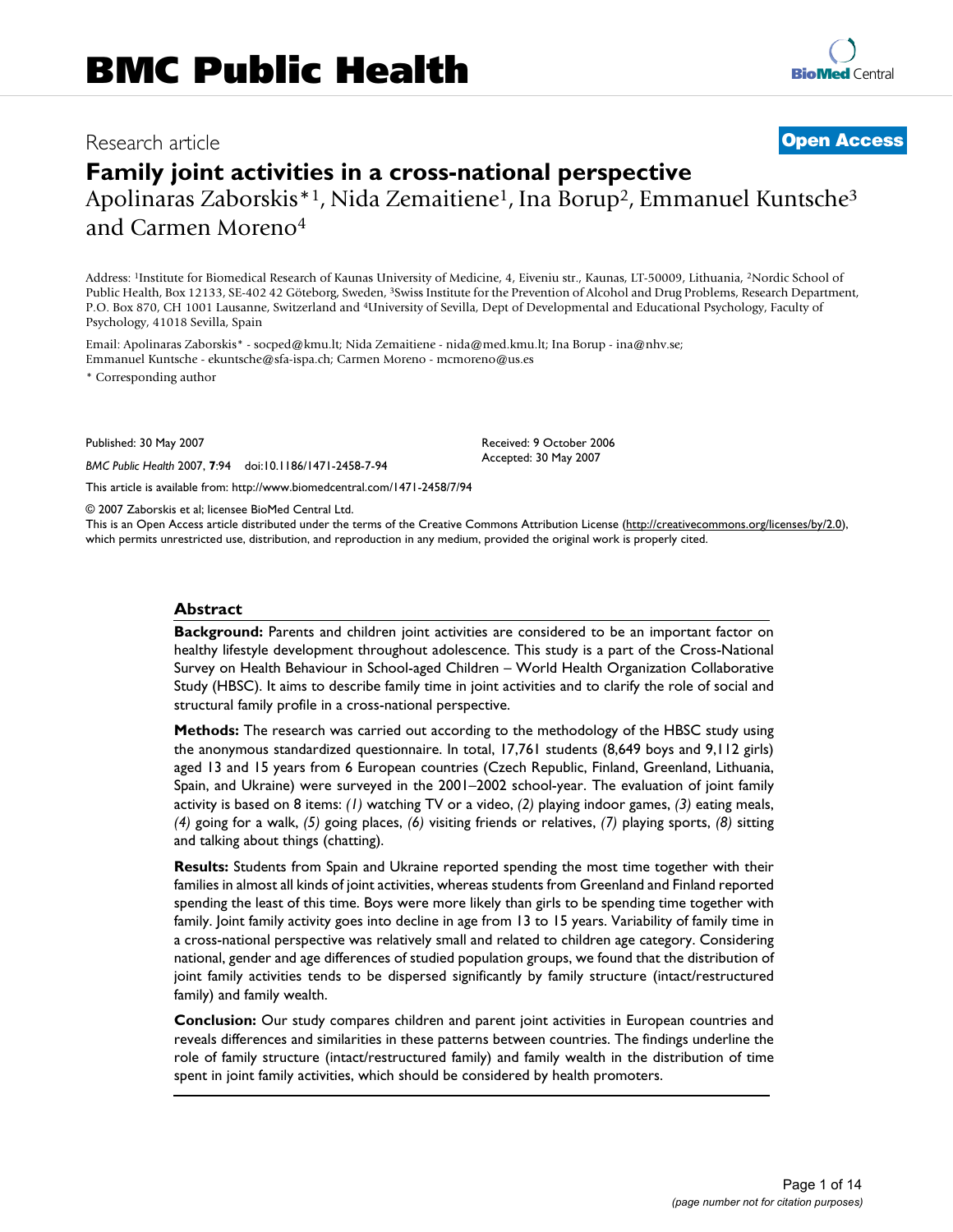# Family joint activities in a cross-national perspective

Research article

**Open Access**

Apolinaras Zaborskis*[1], Nida Zemaitiene[1], Ina Borup[2], Emmanuel Kuntsche[3] and Carmen Moreno[4]

Address: [1]Institute for Biomedical Research of Kaunas University of Medicine, 4, Eiveniu str., Kaunas, LT-50009, Lithuania, [2]Nordic School of Public Health, Box 12133, SE-402 42 Göteborg, Sweden, [3]Swiss Institute for the Prevention of Alcohol and Drug Problems, Research Department, P.O. Box 870, CH 1001 Lausanne, Switzerland and [4]University of Sevilla, Dept of Developmental and Educational Psychology, Faculty of Psychology, 41018 Sevilla, Spain

Email: Apolinaras Zaborskis* - socped@kmu.lt; Nida Zemaitiene - nida@med.kmu.lt; Ina Borup - ina@nhv.se; Emmanuel Kuntsche - ekuntsche@sfa-ispa.ch; Carmen Moreno - mcmoreno@us.es

\* Corresponding author

Published: 30 May 2007

*BMC Public Health* 2007, **7**:94 doi:10.1186/1471-2458-7-94

Received: 9 October 2006
Accepted: 30 May 2007

This article is available from: http://www.biomedcentral.com/1471-2458/7/94

© 2007 Zaborskis et al; licensee BioMed Central Ltd.

This is an Open Access article distributed under the terms of the Creative Commons Attribution License (http://creativecommons.org/licenses/by/2.0), which permits unrestricted use, distribution, and reproduction in any medium, provided the original work is properly cited.

## Abstract

**Background:** Parents and children joint activities are considered to be an important factor on healthy lifestyle development throughout adolescence. This study is a part of the Cross-National Survey on Health Behaviour in School-aged Children – World Health Organization Collaborative Study (HBSC). It aims to describe family time in joint activities and to clarify the role of social and structural family profile in a cross-national perspective.

**Methods:** The research was carried out according to the methodology of the HBSC study using the anonymous standardized questionnaire. In total, 17,761 students (8,649 boys and 9,112 girls) aged 13 and 15 years from 6 European countries (Czech Republic, Finland, Greenland, Lithuania, Spain, and Ukraine) were surveyed in the 2001–2002 school-year. The evaluation of joint family activity is based on 8 items: *(1)* watching TV or a video, *(2)* playing indoor games, *(3)* eating meals, *(4)* going for a walk, *(5)* going places, *(6)* visiting friends or relatives, *(7)* playing sports, *(8)* sitting and talking about things (chatting).

**Results:** Students from Spain and Ukraine reported spending the most time together with their families in almost all kinds of joint activities, whereas students from Greenland and Finland reported spending the least of this time. Boys were more likely than girls to be spending time together with family. Joint family activity goes into decline in age from 13 to 15 years. Variability of family time in a cross-national perspective was relatively small and related to children age category. Considering national, gender and age differences of studied population groups, we found that the distribution of joint family activities tends to be dispersed significantly by family structure (intact/restructured family) and family wealth.

**Conclusion:** Our study compares children and parent joint activities in European countries and reveals differences and similarities in these patterns between countries. The findings underline the role of family structure (intact/restructured family) and family wealth in the distribution of time spent in joint family activities, which should be considered by health promoters.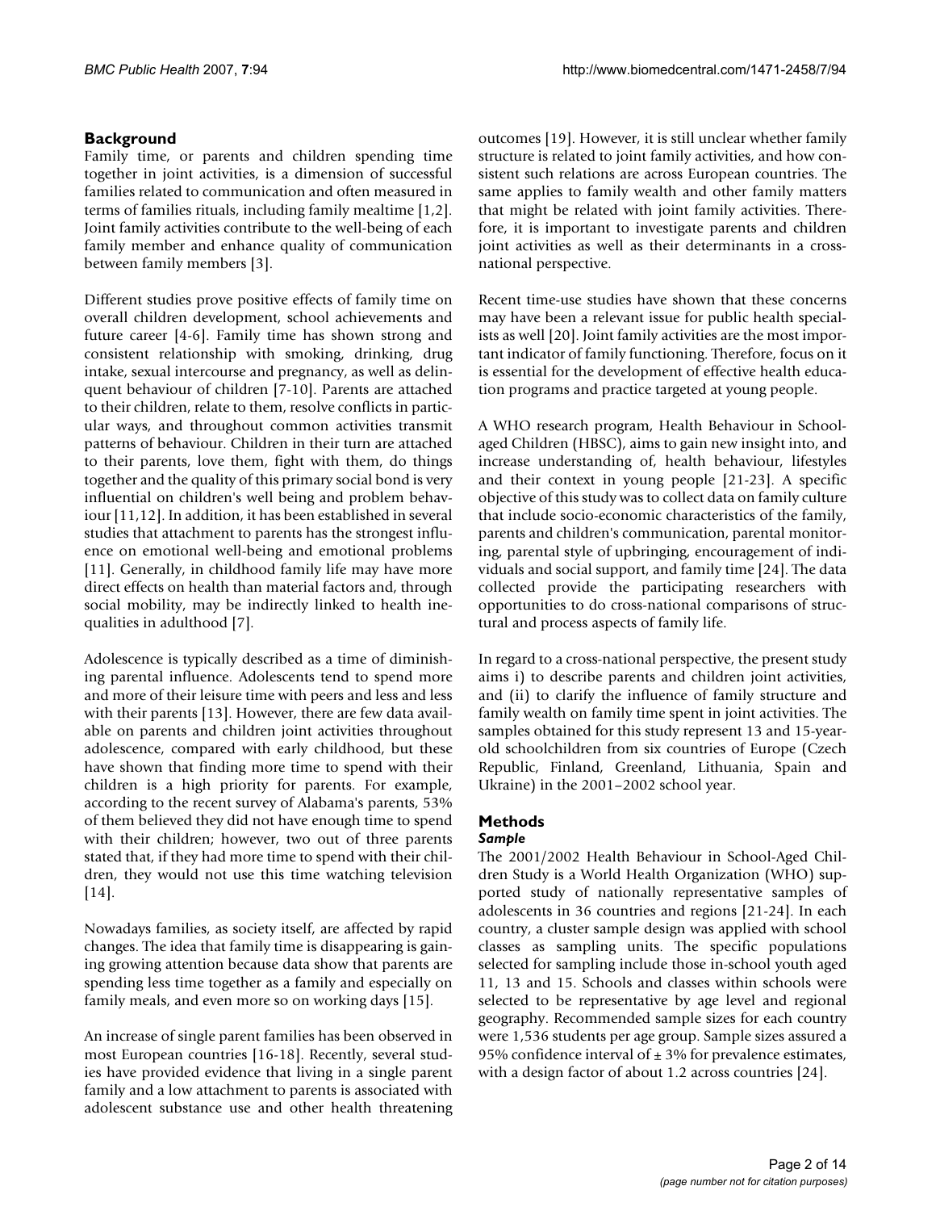## Background

Family time, or parents and children spending time together in joint activities, is a dimension of successful families related to communication and often measured in terms of families rituals, including family mealtime [1,2]. Joint family activities contribute to the well-being of each family member and enhance quality of communication between family members [3].

Different studies prove positive effects of family time on overall children development, school achievements and future career [4-6]. Family time has shown strong and consistent relationship with smoking, drinking, drug intake, sexual intercourse and pregnancy, as well as delinquent behaviour of children [7-10]. Parents are attached to their children, relate to them, resolve conflicts in particular ways, and throughout common activities transmit patterns of behaviour. Children in their turn are attached to their parents, love them, fight with them, do things together and the quality of this primary social bond is very influential on children's well being and problem behaviour [11,12]. In addition, it has been established in several studies that attachment to parents has the strongest influence on emotional well-being and emotional problems [11]. Generally, in childhood family life may have more direct effects on health than material factors and, through social mobility, may be indirectly linked to health inequalities in adulthood [7].

Adolescence is typically described as a time of diminishing parental influence. Adolescents tend to spend more and more of their leisure time with peers and less and less with their parents [13]. However, there are few data available on parents and children joint activities throughout adolescence, compared with early childhood, but these have shown that finding more time to spend with their children is a high priority for parents. For example, according to the recent survey of Alabama's parents, 53% of them believed they did not have enough time to spend with their children; however, two out of three parents stated that, if they had more time to spend with their children, they would not use this time watching television [14].

Nowadays families, as society itself, are affected by rapid changes. The idea that family time is disappearing is gaining growing attention because data show that parents are spending less time together as a family and especially on family meals, and even more so on working days [15].

An increase of single parent families has been observed in most European countries [16-18]. Recently, several studies have provided evidence that living in a single parent family and a low attachment to parents is associated with adolescent substance use and other health threatening outcomes [19]. However, it is still unclear whether family structure is related to joint family activities, and how consistent such relations are across European countries. The same applies to family wealth and other family matters that might be related with joint family activities. Therefore, it is important to investigate parents and children joint activities as well as their determinants in a cross-national perspective.

Recent time-use studies have shown that these concerns may have been a relevant issue for public health specialists as well [20]. Joint family activities are the most important indicator of family functioning. Therefore, focus on it is essential for the development of effective health education programs and practice targeted at young people.

A WHO research program, Health Behaviour in School-aged Children (HBSC), aims to gain new insight into, and increase understanding of, health behaviour, lifestyles and their context in young people [21-23]. A specific objective of this study was to collect data on family culture that include socio-economic characteristics of the family, parents and children's communication, parental monitoring, parental style of upbringing, encouragement of individuals and social support, and family time [24]. The data collected provide the participating researchers with opportunities to do cross-national comparisons of structural and process aspects of family life.

In regard to a cross-national perspective, the present study aims i) to describe parents and children joint activities, and (ii) to clarify the influence of family structure and family wealth on family time spent in joint activities. The samples obtained for this study represent 13 and 15-year-old schoolchildren from six countries of Europe (Czech Republic, Finland, Greenland, Lithuania, Spain and Ukraine) in the 2001–2002 school year.

## Methods

### *Sample*

The 2001/2002 Health Behaviour in School-Aged Children Study is a World Health Organization (WHO) supported study of nationally representative samples of adolescents in 36 countries and regions [21-24]. In each country, a cluster sample design was applied with school classes as sampling units. The specific populations selected for sampling include those in-school youth aged 11, 13 and 15. Schools and classes within schools were selected to be representative by age level and regional geography. Recommended sample sizes for each country were 1,536 students per age group. Sample sizes assured a 95% confidence interval of ± 3% for prevalence estimates, with a design factor of about 1.2 across countries [24].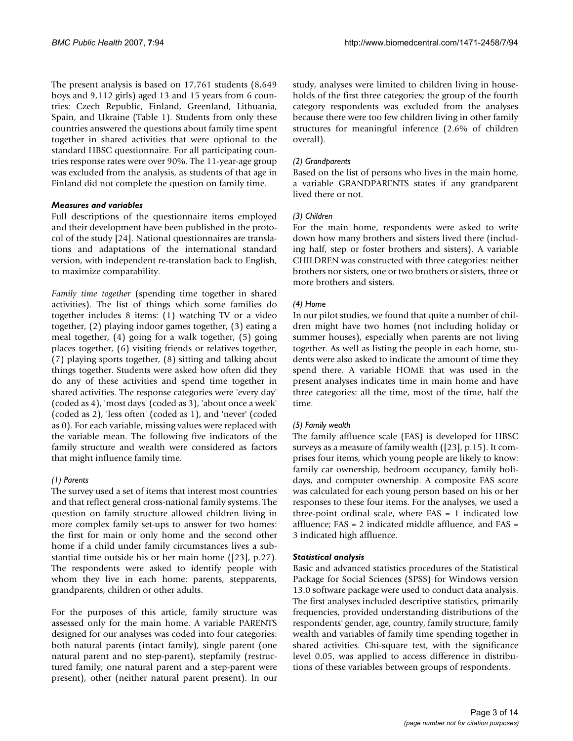The present analysis is based on 17,761 students (8,649 boys and 9,112 girls) aged 13 and 15 years from 6 countries: Czech Republic, Finland, Greenland, Lithuania, Spain, and Ukraine (Table 1). Students from only these countries answered the questions about family time spent together in shared activities that were optional to the standard HBSC questionnaire. For all participating countries response rates were over 90%. The 11-year-age group was excluded from the analysis, as students of that age in Finland did not complete the question on family time.

### *Measures and variables*

Full descriptions of the questionnaire items employed and their development have been published in the protocol of the study [24]. National questionnaires are translations and adaptations of the international standard version, with independent re-translation back to English, to maximize comparability.

*Family time together* (spending time together in shared activities). The list of things which some families do together includes 8 items: (1) watching TV or a video together, (2) playing indoor games together, (3) eating a meal together, (4) going for a walk together, (5) going places together, (6) visiting friends or relatives together, (7) playing sports together, (8) sitting and talking about things together. Students were asked how often did they do any of these activities and spend time together in shared activities. The response categories were 'every day' (coded as 4), 'most days' (coded as 3), 'about once a week' (coded as 2), 'less often' (coded as 1), and 'never' (coded as 0). For each variable, missing values were replaced with the variable mean. The following five indicators of the family structure and wealth were considered as factors that might influence family time.

#### *(1) Parents*

The survey used a set of items that interest most countries and that reflect general cross-national family systems. The question on family structure allowed children living in more complex family set-ups to answer for two homes: the first for main or only home and the second other home if a child under family circumstances lives a substantial time outside his or her main home ([23], p.27). The respondents were asked to identify people with whom they live in each home: parents, stepparents, grandparents, children or other adults.

For the purposes of this article, family structure was assessed only for the main home. A variable PARENTS designed for our analyses was coded into four categories: both natural parents (intact family), single parent (one natural parent and no step-parent), stepfamily (restructured family; one natural parent and a step-parent were present), other (neither natural parent present). In our study, analyses were limited to children living in households of the first three categories; the group of the fourth category respondents was excluded from the analyses because there were too few children living in other family structures for meaningful inference (2.6% of children overall).

#### *(2) Grandparents*

Based on the list of persons who lives in the main home, a variable GRANDPARENTS states if any grandparent lived there or not.

#### *(3) Children*

For the main home, respondents were asked to write down how many brothers and sisters lived there (including half, step or foster brothers and sisters). A variable CHILDREN was constructed with three categories: neither brothers nor sisters, one or two brothers or sisters, three or more brothers and sisters.

#### *(4) Home*

In our pilot studies, we found that quite a number of children might have two homes (not including holiday or summer houses), especially when parents are not living together. As well as listing the people in each home, students were also asked to indicate the amount of time they spend there. A variable HOME that was used in the present analyses indicates time in main home and have three categories: all the time, most of the time, half the time.

#### *(5) Family wealth*

The family affluence scale (FAS) is developed for HBSC surveys as a measure of family wealth ([23], p.15). It comprises four items, which young people are likely to know: family car ownership, bedroom occupancy, family holidays, and computer ownership. A composite FAS score was calculated for each young person based on his or her responses to these four items. For the analyses, we used a three-point ordinal scale, where FAS = 1 indicated low affluence; FAS = 2 indicated middle affluence, and FAS = 3 indicated high affluence.

### *Statistical analysis*

Basic and advanced statistics procedures of the Statistical Package for Social Sciences (SPSS) for Windows version 13.0 software package were used to conduct data analysis. The first analyses included descriptive statistics, primarily frequencies, provided understanding distributions of the respondents' gender, age, country, family structure, family wealth and variables of family time spending together in shared activities. Chi-square test, with the significance level 0.05, was applied to access difference in distributions of these variables between groups of respondents.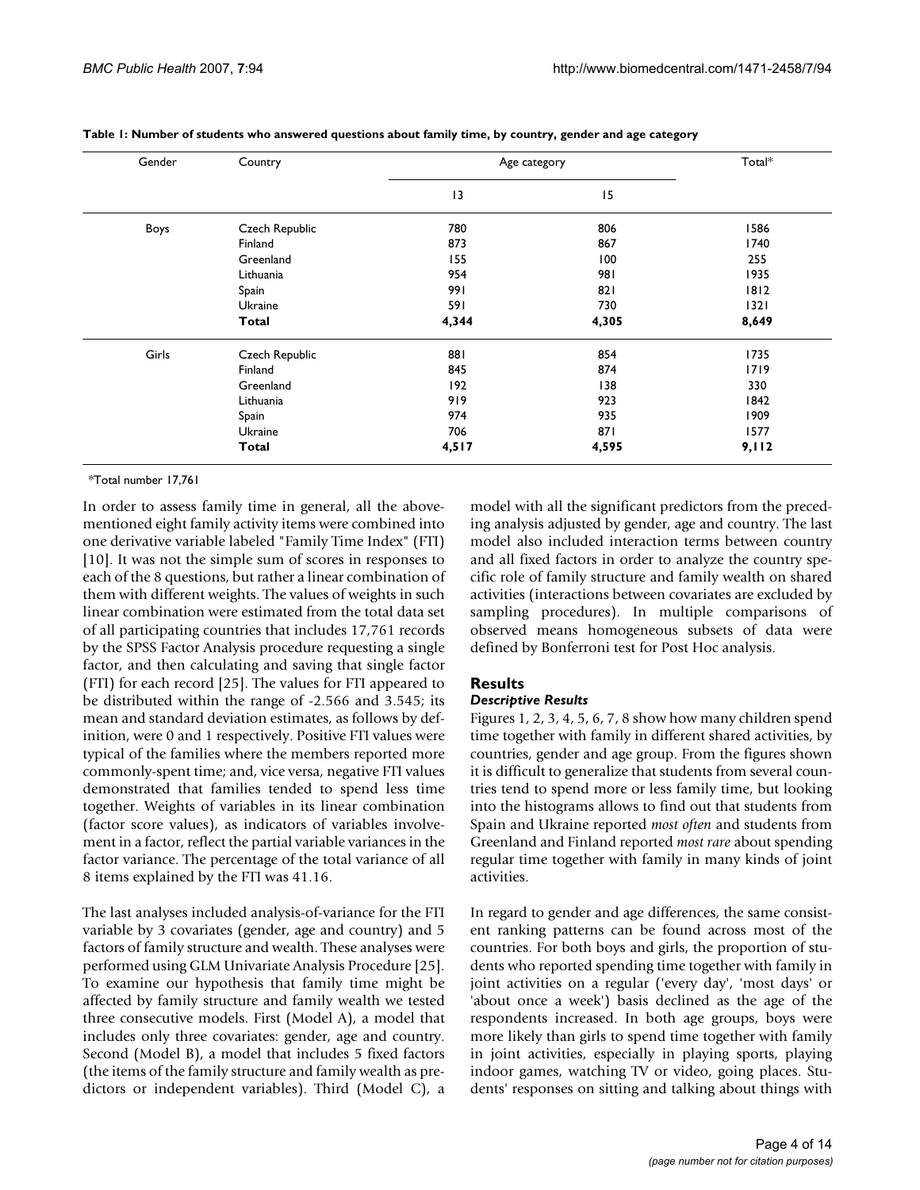**Table 1: Number of students who answered questions about family time, by country, gender and age category**

| Gender | Country | Age category | | Total* |
|---|---|---|---|---|
| | | 13 | 15 | |
| Boys | Czech Republic | 780 | 806 | 1586 |
| | Finland | 873 | 867 | 1740 |
| | Greenland | 155 | 100 | 255 |
| | Lithuania | 954 | 981 | 1935 |
| | Spain | 991 | 821 | 1812 |
| | Ukraine | 591 | 730 | 1321 |
| | **Total** | **4,344** | **4,305** | **8,649** |
| Girls | Czech Republic | 881 | 854 | 1735 |
| | Finland | 845 | 874 | 1719 |
| | Greenland | 192 | 138 | 330 |
| | Lithuania | 919 | 923 | 1842 |
| | Spain | 974 | 935 | 1909 |
| | Ukraine | 706 | 871 | 1577 |
| | **Total** | **4,517** | **4,595** | **9,112** |

*Total number 17,761

In order to assess family time in general, all the abovementioned eight family activity items were combined into one derivative variable labeled "Family Time Index" (FTI) [10]. It was not the simple sum of scores in responses to each of the 8 questions, but rather a linear combination of them with different weights. The values of weights in such linear combination were estimated from the total data set of all participating countries that includes 17,761 records by the SPSS Factor Analysis procedure requesting a single factor, and then calculating and saving that single factor (FTI) for each record [25]. The values for FTI appeared to be distributed within the range of -2.566 and 3.545; its mean and standard deviation estimates, as follows by definition, were 0 and 1 respectively. Positive FTI values were typical of the families where the members reported more commonly-spent time; and, vice versa, negative FTI values demonstrated that families tended to spend less time together. Weights of variables in its linear combination (factor score values), as indicators of variables involvement in a factor, reflect the partial variable variances in the factor variance. The percentage of the total variance of all 8 items explained by the FTI was 41.16.

The last analyses included analysis-of-variance for the FTI variable by 3 covariates (gender, age and country) and 5 factors of family structure and wealth. These analyses were performed using GLM Univariate Analysis Procedure [25]. To examine our hypothesis that family time might be affected by family structure and family wealth we tested three consecutive models. First (Model A), a model that includes only three covariates: gender, age and country. Second (Model B), a model that includes 5 fixed factors (the items of the family structure and family wealth as predictors or independent variables). Third (Model C), a model with all the significant predictors from the preceding analysis adjusted by gender, age and country. The last model also included interaction terms between country and all fixed factors in order to analyze the country specific role of family structure and family wealth on shared activities (interactions between covariates are excluded by sampling procedures). In multiple comparisons of observed means homogeneous subsets of data were defined by Bonferroni test for Post Hoc analysis.

## Results

### *Descriptive Results*

Figures 1, 2, 3, 4, 5, 6, 7, 8 show how many children spend time together with family in different shared activities, by countries, gender and age group. From the figures shown it is difficult to generalize that students from several countries tend to spend more or less family time, but looking into the histograms allows to find out that students from Spain and Ukraine reported *most often* and students from Greenland and Finland reported *most rare* about spending regular time together with family in many kinds of joint activities.

In regard to gender and age differences, the same consistent ranking patterns can be found across most of the countries. For both boys and girls, the proportion of students who reported spending time together with family in joint activities on a regular ('every day', 'most days' or 'about once a week') basis declined as the age of the respondents increased. In both age groups, boys were more likely than girls to spend time together with family in joint activities, especially in playing sports, playing indoor games, watching TV or video, going places. Students' responses on sitting and talking about things with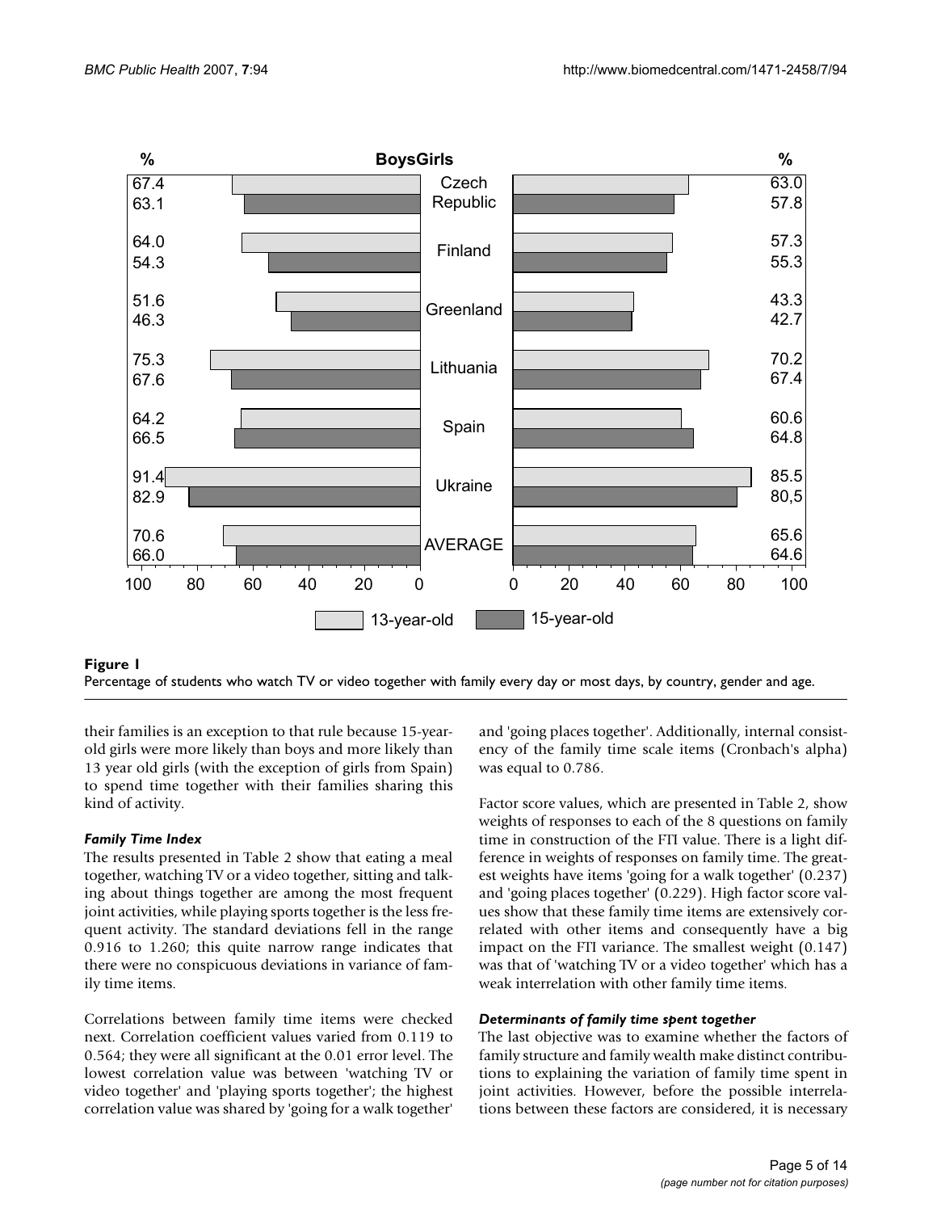Figure 1

Percentage of students who watch TV or video together with family every day or most days, by country, gender and age.

their families is an exception to that rule because 15-year-old girls were more likely than boys and more likely than 13 year old girls (with the exception of girls from Spain) to spend time together with their families sharing this kind of activity.

#### *Family Time Index*

The results presented in Table 2 show that eating a meal together, watching TV or a video together, sitting and talking about things together are among the most frequent joint activities, while playing sports together is the less frequent activity. The standard deviations fell in the range 0.916 to 1.260; this quite narrow range indicates that there were no conspicuous deviations in variance of family time items.

Correlations between family time items were checked next. Correlation coefficient values varied from 0.119 to 0.564; they were all significant at the 0.01 error level. The lowest correlation value was between 'watching TV or video together' and 'playing sports together'; the highest correlation value was shared by 'going for a walk together' and 'going places together'. Additionally, internal consistency of the family time scale items (Cronbach's alpha) was equal to 0.786.

Factor score values, which are presented in Table 2, show weights of responses to each of the 8 questions on family time in construction of the FTI value. There is a light difference in weights of responses on family time. The greatest weights have items 'going for a walk together' (0.237) and 'going places together' (0.229). High factor score values show that these family time items are extensively correlated with other items and consequently have a big impact on the FTI variance. The smallest weight (0.147) was that of 'watching TV or a video together' which has a weak interrelation with other family time items.

#### *Determinants of family time spent together*

The last objective was to examine whether the factors of family structure and family wealth make distinct contributions to explaining the variation of family time spent in joint activities. However, before the possible interrelations between these factors are considered, it is necessary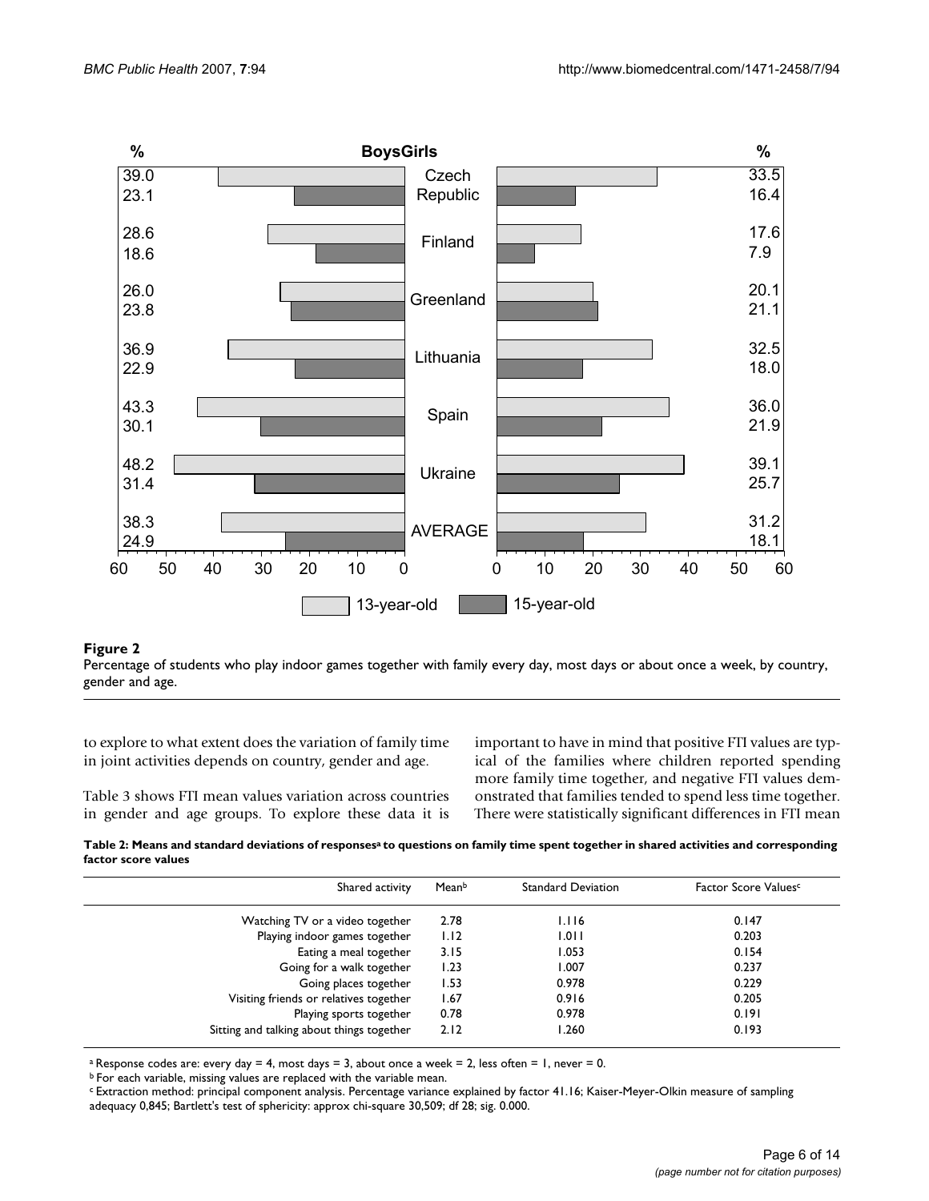**Figure 2**

Percentage of students who play indoor games together with family every day, most days or about once a week, by country, gender and age.

to explore to what extent does the variation of family time in joint activities depends on country, gender and age.

Table 3 shows FTI mean values variation across countries in gender and age groups. To explore these data it is important to have in mind that positive FTI values are typical of the families where children reported spending more family time together, and negative FTI values demonstrated that families tended to spend less time together. There were statistically significant differences in FTI mean

**Table 2: Means and standard deviations of responses[a] to questions on family time spent together in shared activities and corresponding factor score values**

| Shared activity | Mean[b] | Standard Deviation | Factor Score Values[c] |
|---|---|---|---|
| Watching TV or a video together | 2.78 | 1.116 | 0.147 |
| Playing indoor games together | 1.12 | 1.011 | 0.203 |
| Eating a meal together | 3.15 | 1.053 | 0.154 |
| Going for a walk together | 1.23 | 1.007 | 0.237 |
| Going places together | 1.53 | 0.978 | 0.229 |
| Visiting friends or relatives together | 1.67 | 0.916 | 0.205 |
| Playing sports together | 0.78 | 0.978 | 0.191 |
| Sitting and talking about things together | 2.12 | 1.260 | 0.193 |

[a] Response codes are: every day = 4, most days = 3, about once a week = 2, less often = 1, never = 0.
[b] For each variable, missing values are replaced with the variable mean.
[c] Extraction method: principal component analysis. Percentage variance explained by factor 41.16; Kaiser-Meyer-Olkin measure of sampling adequacy 0,845; Bartlett's test of sphericity: approx chi-square 30,509; df 28; sig. 0.000.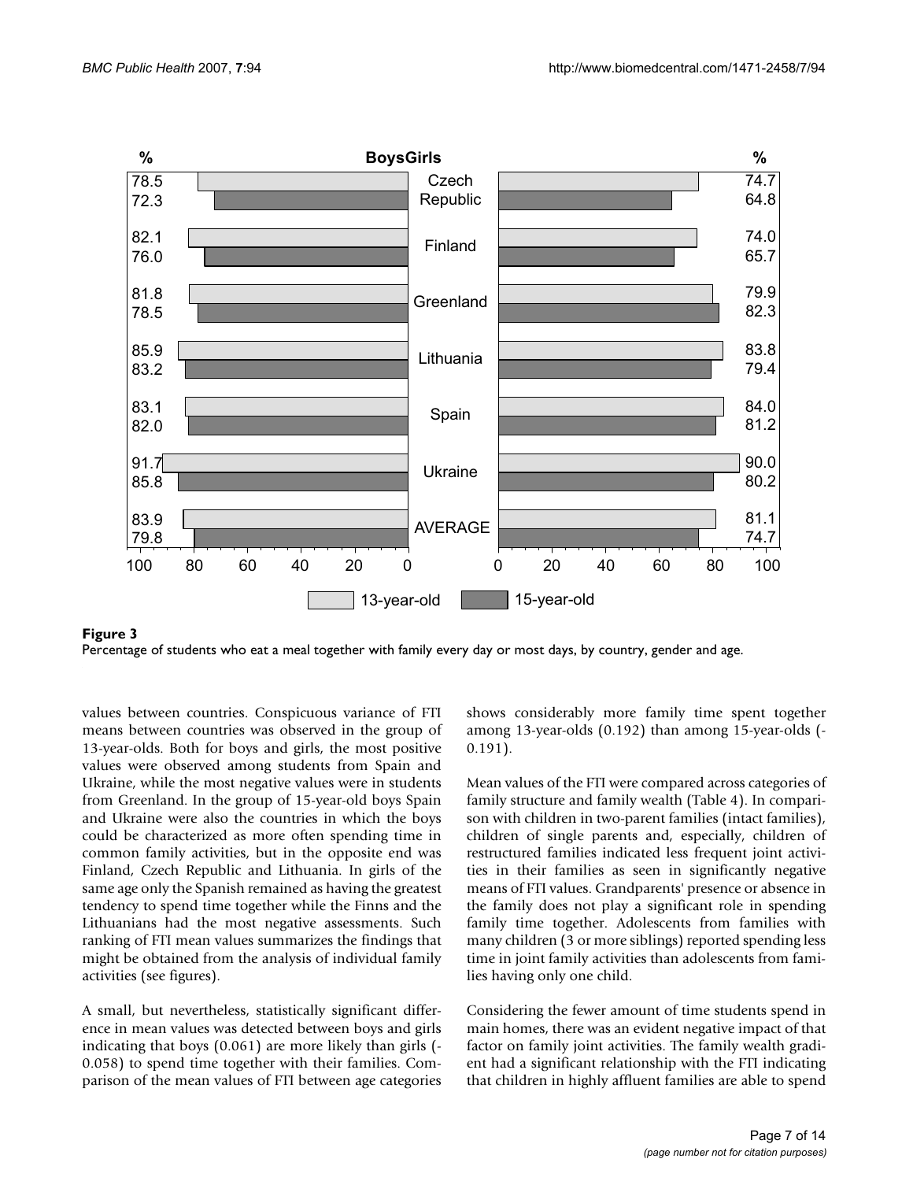**Figure 3**
Percentage of students who eat a meal together with family every day or most days, by country, gender and age.

values between countries. Conspicuous variance of FTI means between countries was observed in the group of 13-year-olds. Both for boys and girls, the most positive values were observed among students from Spain and Ukraine, while the most negative values were in students from Greenland. In the group of 15-year-old boys Spain and Ukraine were also the countries in which the boys could be characterized as more often spending time in common family activities, but in the opposite end was Finland, Czech Republic and Lithuania. In girls of the same age only the Spanish remained as having the greatest tendency to spend time together while the Finns and the Lithuanians had the most negative assessments. Such ranking of FTI mean values summarizes the findings that might be obtained from the analysis of individual family activities (see figures).

A small, but nevertheless, statistically significant difference in mean values was detected between boys and girls indicating that boys (0.061) are more likely than girls (-0.058) to spend time together with their families. Comparison of the mean values of FTI between age categories shows considerably more family time spent together among 13-year-olds (0.192) than among 15-year-olds (-0.191).

Mean values of the FTI were compared across categories of family structure and family wealth (Table 4). In comparison with children in two-parent families (intact families), children of single parents and, especially, children of restructured families indicated less frequent joint activities in their families as seen in significantly negative means of FTI values. Grandparents' presence or absence in the family does not play a significant role in spending family time together. Adolescents from families with many children (3 or more siblings) reported spending less time in joint family activities than adolescents from families having only one child.

Considering the fewer amount of time students spend in main homes, there was an evident negative impact of that factor on family joint activities. The family wealth gradient had a significant relationship with the FTI indicating that children in highly affluent families are able to spend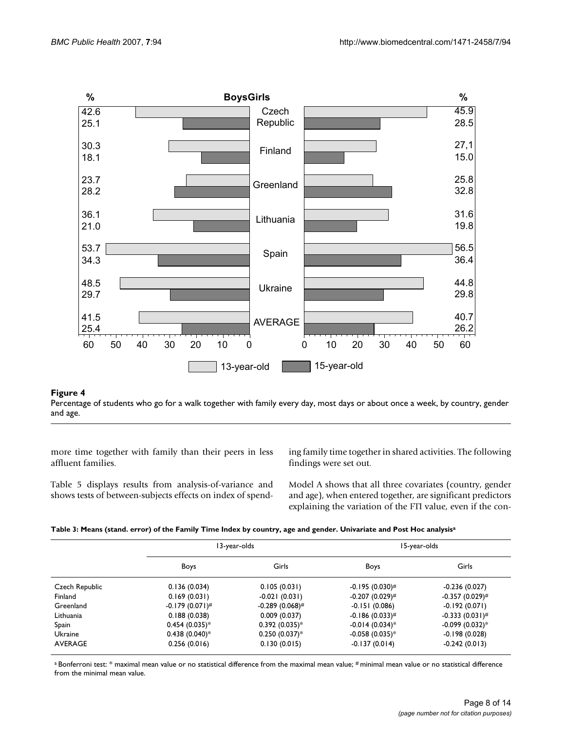**Figure 4**

Percentage of students who go for a walk together with family every day, most days or about once a week, by country, gender and age.

more time together with family than their peers in less affluent families.

Table 5 displays results from analysis-of-variance and shows tests of between-subjects effects on index of spending family time together in shared activities. The following findings were set out.

Model A shows that all three covariates (country, gender and age), when entered together, are significant predictors explaining the variation of the FTI value, even if the con-

**Table 3: Means (stand. error) of the Family Time Index by country, age and gender. Univariate and Post Hoc analysis[a]**

| | 13-year-olds | | 15-year-olds | |
|---|---|---|---|---|
| | Boys | Girls | Boys | Girls |
| Czech Republic | 0.136 (0.034) | 0.105 (0.031) | -0.195 (0.030)# | -0.236 (0.027) |
| Finland | 0.169 (0.031) | -0.021 (0.031) | -0.207 (0.029)# | -0.357 (0.029)# |
| Greenland | -0.179 (0.071)# | -0.289 (0.068)# | -0.151 (0.086) | -0.192 (0.071) |
| Lithuania | 0.188 (0.038) | 0.009 (0.037) | -0.186 (0.033)# | -0.333 (0.031)# |
| Spain | 0.454 (0.035)* | 0.392 (0.035)* | -0.014 (0.034)* | -0.099 (0.032)* |
| Ukraine | 0.438 (0.040)* | 0.250 (0.037)* | -0.058 (0.035)* | -0.198 (0.028) |
| AVERAGE | 0.256 (0.016) | 0.130 (0.015) | -0.137 (0.014) | -0.242 (0.013) |

[a] Bonferroni test: * maximal mean value or no statistical difference from the maximal mean value; # minimal mean value or no statistical difference from the minimal mean value.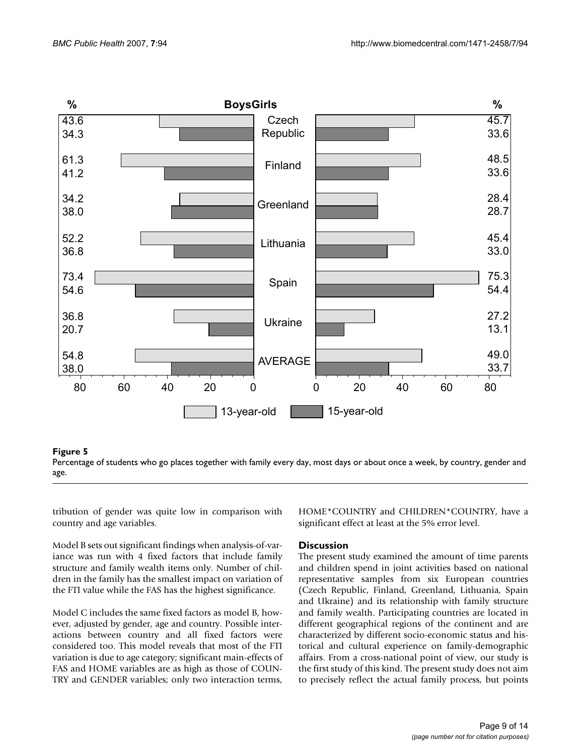| Boys 13-year-old (%) | Boys 15-year-old (%) | Country | Girls 13-year-old (%) | Girls 15-year-old (%) |
| --- | --- | --- | --- | --- |
| 43.6 | 34.3 | Czech Republic | 45.7 | 33.6 |
| 61.3 | 41.2 | Finland | 48.5 | 33.6 |
| 34.2 | 38.0 | Greenland | 28.4 | 28.7 |
| 52.2 | 36.8 | Lithuania | 45.4 | 33.0 |
| 73.4 | 54.6 | Spain | 75.3 | 54.4 |
| 36.8 | 20.7 | Ukraine | 27.2 | 13.1 |
| 54.8 | 38.0 | AVERAGE | 49.0 | 33.7 |

**Figure 5**
Percentage of students who go places together with family every day, most days or about once a week, by country, gender and age.

tribution of gender was quite low in comparison with country and age variables.

Model B sets out significant findings when analysis-of-variance was run with 4 fixed factors that include family structure and family wealth items only. Number of children in the family has the smallest impact on variation of the FTI value while the FAS has the highest significance.

Model C includes the same fixed factors as model B, however, adjusted by gender, age and country. Possible interactions between country and all fixed factors were considered too. This model reveals that most of the FTI variation is due to age category; significant main-effects of FAS and HOME variables are as high as those of COUNTRY and GENDER variables; only two interaction terms, HOME*COUNTRY and CHILDREN*COUNTRY, have a significant effect at least at the 5% error level.

## Discussion

The present study examined the amount of time parents and children spend in joint activities based on national representative samples from six European countries (Czech Republic, Finland, Greenland, Lithuania, Spain and Ukraine) and its relationship with family structure and family wealth. Participating countries are located in different geographical regions of the continent and are characterized by different socio-economic status and historical and cultural experience on family-demographic affairs. From a cross-national point of view, our study is the first study of this kind. The present study does not aim to precisely reflect the actual family process, but points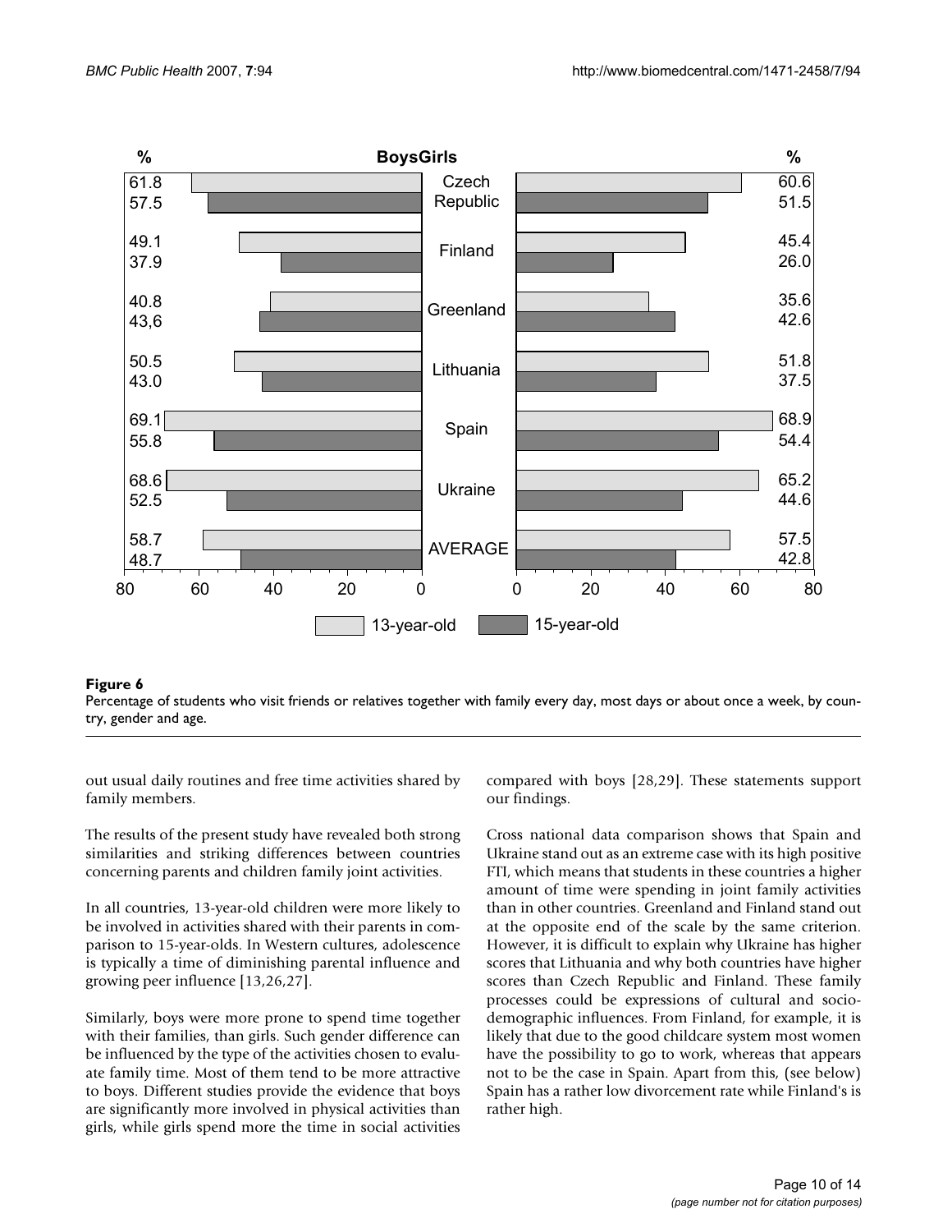**Figure 6**
Percentage of students who visit friends or relatives together with family every day, most days or about once a week, by country, gender and age.

out usual daily routines and free time activities shared by family members.

The results of the present study have revealed both strong similarities and striking differences between countries concerning parents and children family joint activities.

In all countries, 13-year-old children were more likely to be involved in activities shared with their parents in comparison to 15-year-olds. In Western cultures, adolescence is typically a time of diminishing parental influence and growing peer influence [13,26,27].

Similarly, boys were more prone to spend time together with their families, than girls. Such gender difference can be influenced by the type of the activities chosen to evaluate family time. Most of them tend to be more attractive to boys. Different studies provide the evidence that boys are significantly more involved in physical activities than girls, while girls spend more the time in social activities compared with boys [28,29]. These statements support our findings.

Cross national data comparison shows that Spain and Ukraine stand out as an extreme case with its high positive FTI, which means that students in these countries a higher amount of time were spending in joint family activities than in other countries. Greenland and Finland stand out at the opposite end of the scale by the same criterion. However, it is difficult to explain why Ukraine has higher scores that Lithuania and why both countries have higher scores than Czech Republic and Finland. These family processes could be expressions of cultural and socio-demographic influences. From Finland, for example, it is likely that due to the good childcare system most women have the possibility to go to work, whereas that appears not to be the case in Spain. Apart from this, (see below) Spain has a rather low divorcement rate while Finland's is rather high.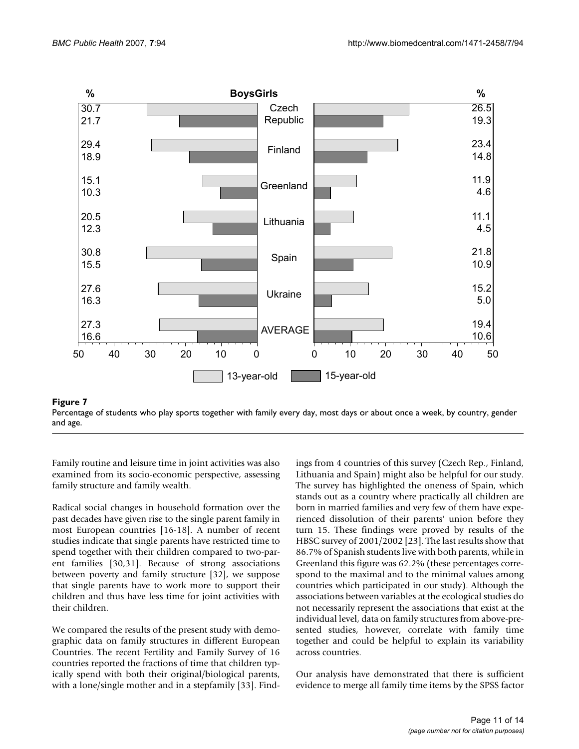| % | Boys | | Girls | % |
|---|---|---|---|---|
| 13-year-old | 15-year-old | Country | 13-year-old | 15-year-old |
| 30.7 | 21.7 | Czech Republic | 26.5 | 19.3 |
| 29.4 | 18.9 | Finland | 23.4 | 14.8 |
| 15.1 | 10.3 | Greenland | 11.9 | 4.6 |
| 20.5 | 12.3 | Lithuania | 11.1 | 4.5 |
| 30.8 | 15.5 | Spain | 21.8 | 10.9 |
| 27.6 | 16.3 | Ukraine | 15.2 | 5.0 |
| 27.3 | 16.6 | AVERAGE | 19.4 | 10.6 |

**Figure 7**
Percentage of students who play sports together with family every day, most days or about once a week, by country, gender and age.

Family routine and leisure time in joint activities was also examined from its socio-economic perspective, assessing family structure and family wealth.

Radical social changes in household formation over the past decades have given rise to the single parent family in most European countries [16-18]. A number of recent studies indicate that single parents have restricted time to spend together with their children compared to two-parent families [30,31]. Because of strong associations between poverty and family structure [32], we suppose that single parents have to work more to support their children and thus have less time for joint activities with their children.

We compared the results of the present study with demographic data on family structures in different European Countries. The recent Fertility and Family Survey of 16 countries reported the fractions of time that children typically spend with both their original/biological parents, with a lone/single mother and in a stepfamily [33]. Findings from 4 countries of this survey (Czech Rep., Finland, Lithuania and Spain) might also be helpful for our study. The survey has highlighted the oneness of Spain, which stands out as a country where practically all children are born in married families and very few of them have experienced dissolution of their parents' union before they turn 15. These findings were proved by results of the HBSC survey of 2001/2002 [23]. The last results show that 86.7% of Spanish students live with both parents, while in Greenland this figure was 62.2% (these percentages correspond to the maximal and to the minimal values among countries which participated in our study). Although the associations between variables at the ecological studies do not necessarily represent the associations that exist at the individual level, data on family structures from above-presented studies, however, correlate with family time together and could be helpful to explain its variability across countries.

Our analysis have demonstrated that there is sufficient evidence to merge all family time items by the SPSS factor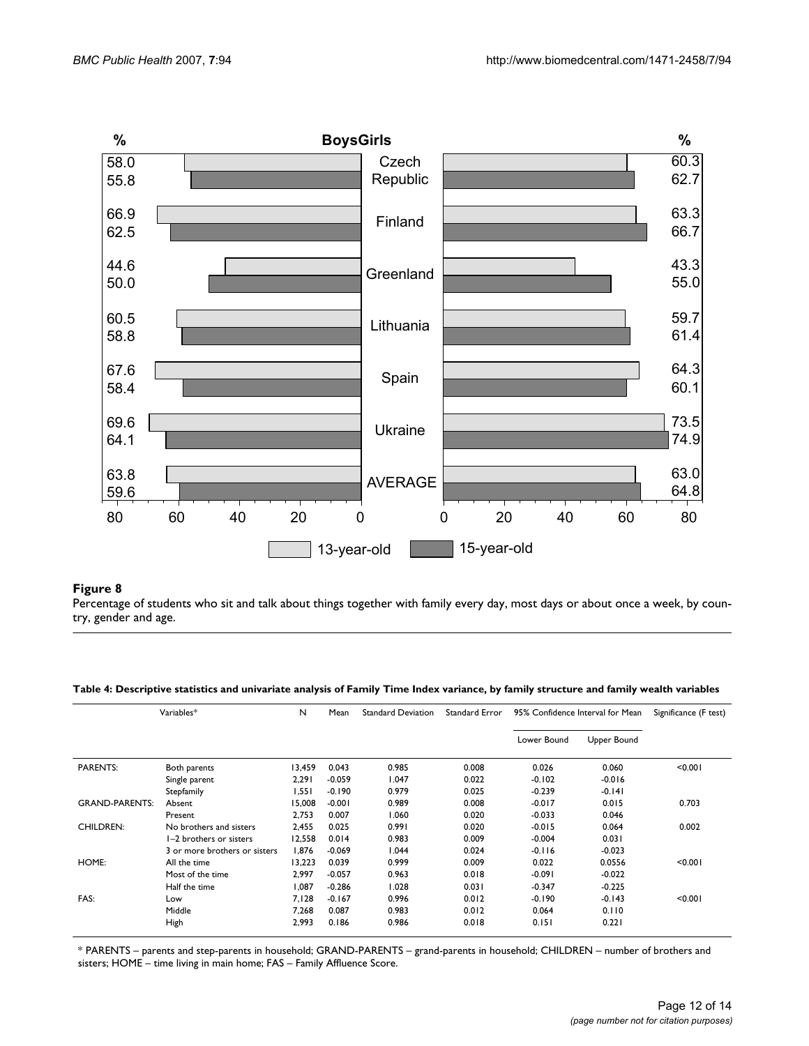**Figure 8**

Percentage of students who sit and talk about things together with family every day, most days or about once a week, by country, gender and age.

**Table 4: Descriptive statistics and univariate analysis of Family Time Index variance, by family structure and family wealth variables**

| Variables* | | N | Mean | Standard Deviation | Standard Error | 95% Confidence Interval for Mean | | Significance (F test) |
|---|---|---|---|---|---|---|---|---|
| | | | | | | Lower Bound | Upper Bound | |
| PARENTS: | Both parents | 13,459 | 0.043 | 0.985 | 0.008 | 0.026 | 0.060 | <0.001 |
| | Single parent | 2,291 | -0.059 | 1.047 | 0.022 | -0.102 | -0.016 | |
| | Stepfamily | 1,551 | -0.190 | 0.979 | 0.025 | -0.239 | -0.141 | |
| GRAND-PARENTS: | Absent | 15,008 | -0.001 | 0.989 | 0.008 | -0.017 | 0.015 | 0.703 |
| | Present | 2,753 | 0.007 | 1.060 | 0.020 | -0.033 | 0.046 | |
| CHILDREN: | No brothers and sisters | 2,455 | 0.025 | 0.991 | 0.020 | -0.015 | 0.064 | 0.002 |
| | 1–2 brothers or sisters | 12,558 | 0.014 | 0.983 | 0.009 | -0.004 | 0.031 | |
| | 3 or more brothers or sisters | 1,876 | -0.069 | 1.044 | 0.024 | -0.116 | -0.023 | |
| HOME: | All the time | 13,223 | 0.039 | 0.999 | 0.009 | 0.022 | 0.0556 | <0.001 |
| | Most of the time | 2,997 | -0.057 | 0.963 | 0.018 | -0.091 | -0.022 | |
| | Half the time | 1,087 | -0.286 | 1.028 | 0.031 | -0.347 | -0.225 | |
| FAS: | Low | 7,128 | -0.167 | 0.996 | 0.012 | -0.190 | -0.143 | <0.001 |
| | Middle | 7,268 | 0.087 | 0.983 | 0.012 | 0.064 | 0.110 | |
| | High | 2,993 | 0.186 | 0.986 | 0.018 | 0.151 | 0.221 | |

* PARENTS – parents and step-parents in household; GRAND-PARENTS – grand-parents in household; CHILDREN – number of brothers and sisters; HOME – time living in main home; FAS – Family Affluence Score.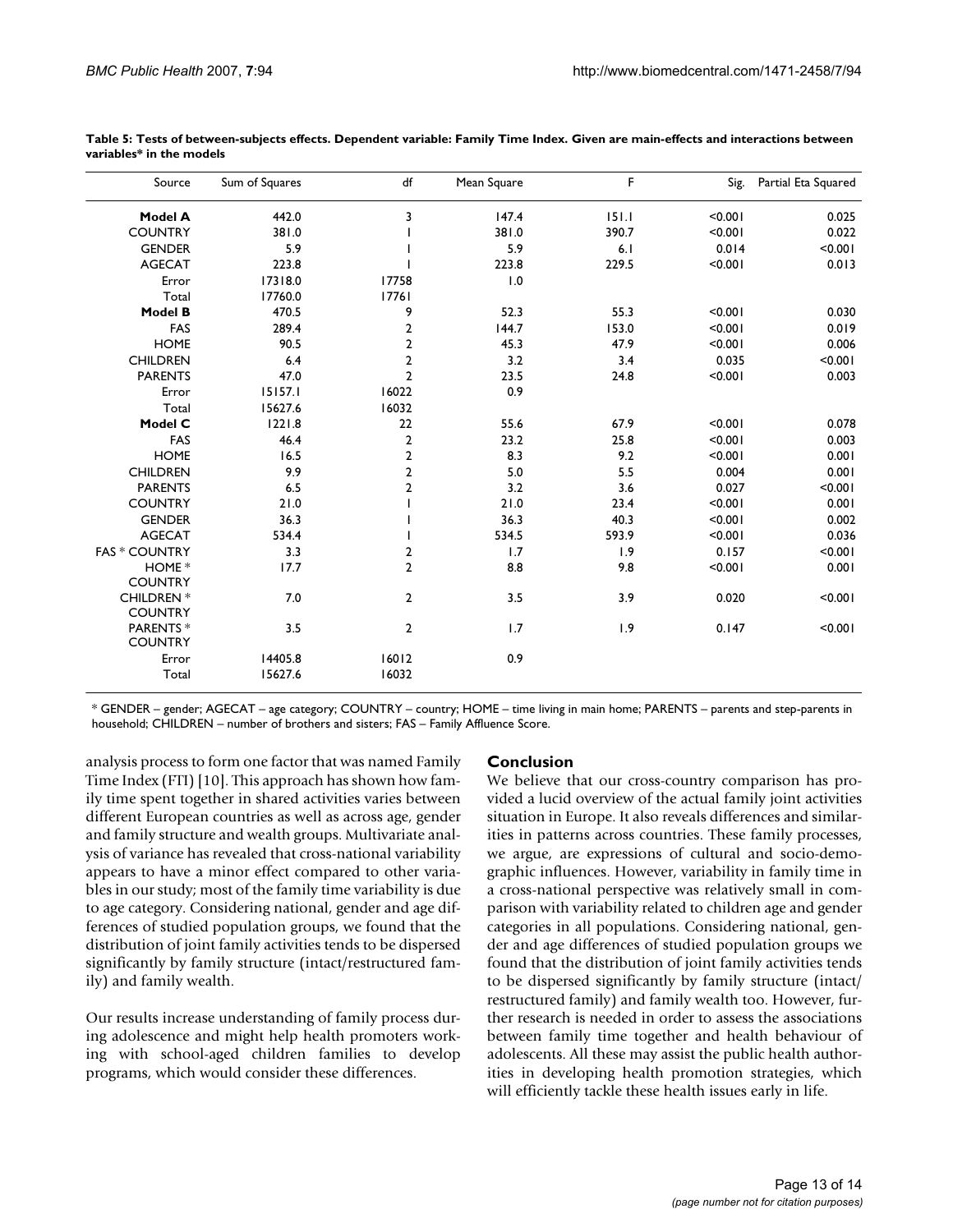**Table 5: Tests of between-subjects effects. Dependent variable: Family Time Index. Given are main-effects and interactions between variables* in the models**

| Source | Sum of Squares | df | Mean Square | F | Sig. | Partial Eta Squared |
|---|---|---|---|---|---|---|
| **Model A** | 442.0 | 3 | 147.4 | 151.1 | <0.001 | 0.025 |
| COUNTRY | 381.0 | 1 | 381.0 | 390.7 | <0.001 | 0.022 |
| GENDER | 5.9 | 1 | 5.9 | 6.1 | 0.014 | <0.001 |
| AGECAT | 223.8 | 1 | 223.8 | 229.5 | <0.001 | 0.013 |
| Error | 17318.0 | 17758 | 1.0 | | | |
| Total | 17760.0 | 17761 | | | | |
| **Model B** | 470.5 | 9 | 52.3 | 55.3 | <0.001 | 0.030 |
| FAS | 289.4 | 2 | 144.7 | 153.0 | <0.001 | 0.019 |
| HOME | 90.5 | 2 | 45.3 | 47.9 | <0.001 | 0.006 |
| CHILDREN | 6.4 | 2 | 3.2 | 3.4 | 0.035 | <0.001 |
| PARENTS | 47.0 | 2 | 23.5 | 24.8 | <0.001 | 0.003 |
| Error | 15157.1 | 16022 | 0.9 | | | |
| Total | 15627.6 | 16032 | | | | |
| **Model C** | 1221.8 | 22 | 55.6 | 67.9 | <0.001 | 0.078 |
| FAS | 46.4 | 2 | 23.2 | 25.8 | <0.001 | 0.003 |
| HOME | 16.5 | 2 | 8.3 | 9.2 | <0.001 | 0.001 |
| CHILDREN | 9.9 | 2 | 5.0 | 5.5 | 0.004 | 0.001 |
| PARENTS | 6.5 | 2 | 3.2 | 3.6 | 0.027 | <0.001 |
| COUNTRY | 21.0 | 1 | 21.0 | 23.4 | <0.001 | 0.001 |
| GENDER | 36.3 | 1 | 36.3 | 40.3 | <0.001 | 0.002 |
| AGECAT | 534.4 | 1 | 534.5 | 593.9 | <0.001 | 0.036 |
| FAS * COUNTRY | 3.3 | 2 | 1.7 | 1.9 | 0.157 | <0.001 |
| HOME * COUNTRY | 17.7 | 2 | 8.8 | 9.8 | <0.001 | 0.001 |
| CHILDREN * COUNTRY | 7.0 | 2 | 3.5 | 3.9 | 0.020 | <0.001 |
| PARENTS * COUNTRY | 3.5 | 2 | 1.7 | 1.9 | 0.147 | <0.001 |
| Error | 14405.8 | 16012 | 0.9 | | | |
| Total | 15627.6 | 16032 | | | | |

* GENDER – gender; AGECAT – age category; COUNTRY – country; HOME – time living in main home; PARENTS – parents and step-parents in household; CHILDREN – number of brothers and sisters; FAS – Family Affluence Score.

analysis process to form one factor that was named Family Time Index (FTI) [10]. This approach has shown how family time spent together in shared activities varies between different European countries as well as across age, gender and family structure and wealth groups. Multivariate analysis of variance has revealed that cross-national variability appears to have a minor effect compared to other variables in our study; most of the family time variability is due to age category. Considering national, gender and age differences of studied population groups, we found that the distribution of joint family activities tends to be dispersed significantly by family structure (intact/restructured family) and family wealth.

Our results increase understanding of family process during adolescence and might help health promoters working with school-aged children families to develop programs, which would consider these differences.

## Conclusion

We believe that our cross-country comparison has provided a lucid overview of the actual family joint activities situation in Europe. It also reveals differences and similarities in patterns across countries. These family processes, we argue, are expressions of cultural and socio-demographic influences. However, variability in family time in a cross-national perspective was relatively small in comparison with variability related to children age and gender categories in all populations. Considering national, gender and age differences of studied population groups we found that the distribution of joint family activities tends to be dispersed significantly by family structure (intact/restructured family) and family wealth too. However, further research is needed in order to assess the associations between family time together and health behaviour of adolescents. All these may assist the public health authorities in developing health promotion strategies, which will efficiently tackle these health issues early in life.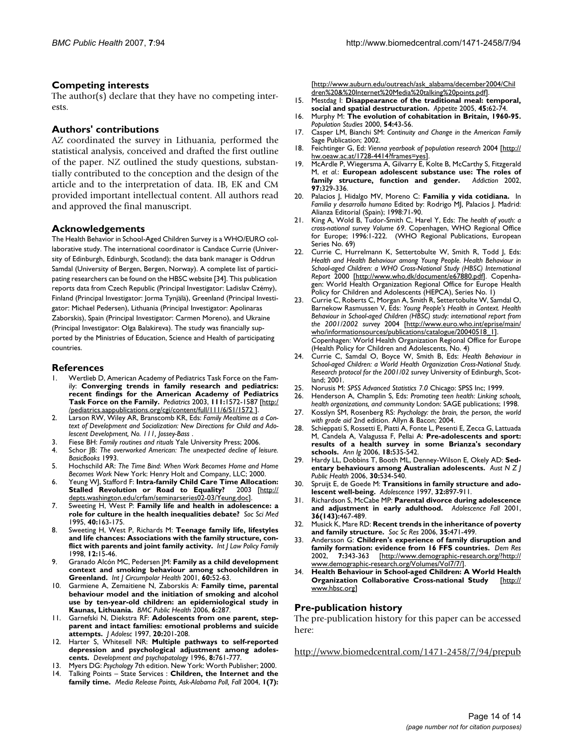## Competing interests

The author(s) declare that they have no competing interests.

## Authors' contributions

AZ coordinated the survey in Lithuania, performed the statistical analysis, conceived and drafted the first outline of the paper. NZ outlined the study questions, substantially contributed to the conception and the design of the article and to the interpretation of data. IB, EK and CM provided important intellectual content. All authors read and approved the final manuscript.

## Acknowledgements

The Health Behavior in School-Aged Children Survey is a WHO/EURO collaborative study. The international coordinator is Candace Currie (University of Edinburgh, Edinburgh, Scotland); the data bank manager is Oddrun Samdal (University of Bergen, Bergen, Norway). A complete list of participating researchers can be found on the HBSC website [34]. This publication reports data from Czech Republic (Principal Investigator: Ladislav Czémy), Finland (Principal Investigator: Jorma Tynjälä), Greenland (Principal Investigator: Michael Pedersen), Lithuania (Principal Investigator: Apolinaras Zaborskis), Spain (Principal Investigator: Carmen Moreno), and Ukraine (Principal Investigator: Olga Balakireva). The study was financially supported by the Ministries of Education, Science and Health of participating countries.

## References

1. Wertlieb D, American Academy of Pediatrics Task Force on the Family: **Converging trends in family research and pediatrics: recent findings for the American Academy of Pediatrics Task Force on the Family.** *Pediatrics* 2003, **111:**1572-1587 [http://pediatrics.aappublications.org/cgi/content/full/111/6/S1/1572 ].
2. Larson RW, Wiley AR, Branscomb KR, Eds: *Family Mealtime as a Context of Development and Socialization: New Directions for Child and Adolescent Development, No. 111, Jossey-Bass* .
3. Fiese BH: *Family routines and rituals* Yale University Press; 2006.
4. Schor JB: *The overworked American: The unexpected decline of leisure. BasicBooks* 1993.
5. Hochschild AR: *The Time Bind: When Work Becomes Home and Home Becomes Work* New York: Henry Holt and Company, LLC; 2000.
6. Yeung WJ, Stafford F: **Intra-family Child Care Time Allocation: Stalled Revolution or Road to Equality?** 2003 [http://depts.washington.edu/crfam/seminarseries02-03/Yeung.doc].
7. Sweeting H, West P: **Family life and health in adolescence: a role for culture in the health inequalities debate?** *Soc Sci Med* 1995, **40:**163-175.
8. Sweeting H, West P, Richards M: **Teenage family life, lifestyles and life chances: Associations with the family structure, conflict with parents and joint family activity.** *Int J Law Policy Family* 1998, **12:**15-46.
9. Granado Alcón MC, Pedersen JM: **Family as a child development context and smoking behaviour among schoolchildren in Greenland.** *Int J Circumpolar Health* 2001, **60:**52-63.
10. Garmiene A, Zemaitiene N, Zaborskis A: **Family time, parental behaviour model and the initiation of smoking and alcohol use by ten-year-old children: an epidemiological study in Kaunas, Lithuania.** *BMC Public Health* 2006, **6:**287.
11. Garnefski N, Diekstra RF: **Adolescents from one parent, stepparent and intact families: emotional problems and suicide attempts.** *J Adolesc* 1997, **20:**201-208.
12. Harter S, Whitesell NR: **Multiple pathways to self-reported depression and psychological adjustment among adolescents.** *Development and psychopatology* 1996, **8:**761-777.
13. Myers DG: *Psychology* 7th edition. New York: Worth Publisher; 2000.
14. Talking Points – State Services : **Children, the Internet and the family time.** *Media Release Points, Ask-Alabama Poll, Fall* 2004, **1(7):** [http://www.auburn.edu/outreach/ask_alabama/december2004/Children%20&%20Internet%20Media%20talking%20points.pdf].
15. Mestdag I: **Disappearance of the traditional meal: temporal, social and spatial destructuration.** *Appetite* 2005, **45:**62-74.
16. Murphy M: **The evolution of cohabitation in Britain, 1960-95.** *Population Studies* 2000, **54:**43-56.
17. Casper LM, Bianchi SM: *Continuity and Change in the American Family* Sage Publication; 2002.
18. Feichtinger G, Ed: *Vienna yearbook of population research* 2004 [http://hw.oeaw.ac.at/1728-4414?frames=yes].
19. McArdle P, Wiegersma A, Gilvarry E, Kolte B, McCarthy S, Fitzgerald M, *et al.*: **European adolescent substance use: The roles of family structure, function and gender.** *Addiction* 2002, **97:**329-336.
20. Palacios J, Hidalgo MV, Moreno C: **Familia y vida cotidiana.** In *Familia y desarrollo humano* Edited by: Rodrigo MJ, Palacios J. Madrid: Alianza Editorial (Spain); 1998:71-90.
21. King A, Wold B, Tudor-Smith C, Harel Y, Eds: *The health of youth: a cross-national survey Volume 69*. Copenhagen, WHO Regional Office for Europe; 1996:1-222. (WHO Regional Publications, European Series No. 69)
22. Currie C, Hurrelmann K, Settertobulte W, Smith R, Todd J, Eds: *Health and Health Behaviour among Young People. Health Behaviour in School-aged Children: a WHO Cross-National Study (HBSC) International Report* 2000 [http://www.who.dk/document/e67880.pdf]. Copenhagen: World Health Organization Regional Office for Europe Health Policy for Children and Adolescents (HEPCA), Series No. 1)
23. Currie C, Roberts C, Morgan A, Smith R, Settertobulte W, Samdal O, Barnekow Rasmussen V, Eds: *Young People's Health in Context. Health Behaviour in School-aged Children (HBSC) study: international report from the 2001/2002 survey* 2004 [http://www.euro.who.int/eprise/main/who/informationsources/publications/catalogue/20040518_1]. Copenhagen: World Health Organization Regional Office for Europe (Health Policy for Children and Adolescents, No. 4)
24. Currie C, Samdal O, Boyce W, Smith B, Eds: *Health Behaviour in School-aged Children: a World Health Organization Cross-National Study. Research protocol for the 2001/02 survey* University of Edinburgh, Scotland; 2001.
25. Norusis M: *SPSS Advanced Statistics 7.0* Chicago: SPSS Inc; 1999.
26. Henderson A, Champlin S, Eds: *Promoting teen health: Linking schools, health organizations, and community* London: SAGE publications; 1998.
27. Kosslyn SM, Rosenberg RS: *Psychology: the brain, the person, the world with grade aid* 2nd edition. Allyn & Bacon; 2004.
28. Schieppati S, Rossetti E, Piatti A, Fonte L, Pesenti E, Zecca G, Lattuada M, Candela A, Valagussa F, Pellai A: **Pre-adolescents and sport: results of a health survey in some Brianza's secondary schools.** *Ann Ig* 2006, **18:**535-542.
29. Hardy LL, Dobbins T, Booth ML, Denney-Wilson E, Okely AD: **Sedentary behaviours among Australian adolescents.** *Aust N Z J Public Health* 2006, **30:**534-540.
30. Spruijt E, de Goede M: **Transitions in family structure and adolescent well-being.** *Adolescence* 1997, **32:**897-911.
31. Richardson S, McCabe MP: **Parental divorce during adolescence and adjustment in early adulthood.** *Adolescence Fall* 2001, **36(143):**467-489.
32. Musick K, Mare RD: **Recent trends in the inheritance of poverty and family structure.** *Soc Sc Res* 2006, **35:**471-499.
33. Andersson G: **Children's experience of family disruption and family formation: evidence from 16 FFS countries.** *Dem Res* 2002, **7:**343-363 [http://www.demographic-research.org/?http://www.demographic-research.org/Volumes/Vol7/7/].
34. **Health Behaviour in School-aged Children: A World Health Organization Collaborative Cross-national Study** [http://www.hbsc.org]

## Pre-publication history

The pre-publication history for this paper can be accessed here:

http://www.biomedcentral.com/1471-2458/7/94/prepub